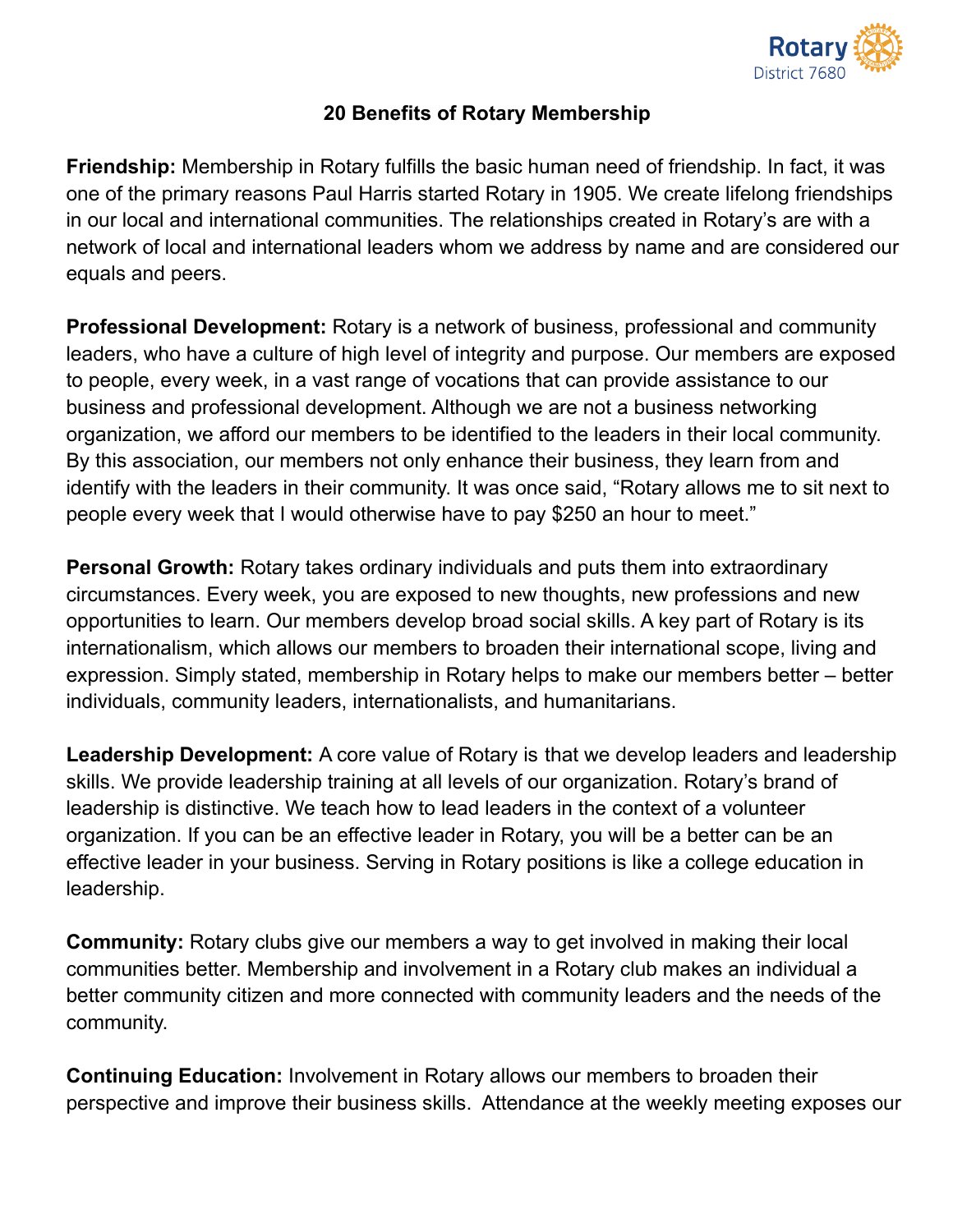# 20 Benefits of Rotary Membership

**Friendship:** Membership in Rotary fulfills the basic human need of friendship. In fact, it was one of the primary reasons Paul Harris started Rotary in 1905. We create lifelong friendships in our local and international communities. The relationships created in Rotary's are with a network of local and international leaders whom we address by name and are considered our equals and peers.

**Professional Development:** Rotary is a network of business, professional and community leaders, who have a culture of high level of integrity and purpose. Our members are exposed to people, every week, in a vast range of vocations that can provide assistance to our business and professional development. Although we are not a business networking organization, we afford our members to be identified to the leaders in their local community. By this association, our members not only enhance their business, they learn from and identify with the leaders in their community. It was once said, "Rotary allows me to sit next to people every week that I would otherwise have to pay $250 an hour to meet."

**Personal Growth:** Rotary takes ordinary individuals and puts them into extraordinary circumstances. Every week, you are exposed to new thoughts, new professions and new opportunities to learn. Our members develop broad social skills. A key part of Rotary is its internationalism, which allows our members to broaden their international scope, living and expression. Simply stated, membership in Rotary helps to make our members better – better individuals, community leaders, internationalists, and humanitarians.

**Leadership Development:** A core value of Rotary is that we develop leaders and leadership skills. We provide leadership training at all levels of our organization. Rotary's brand of leadership is distinctive. We teach how to lead leaders in the context of a volunteer organization. If you can be an effective leader in Rotary, you will be a better can be an effective leader in your business. Serving in Rotary positions is like a college education in leadership.

**Community:** Rotary clubs give our members a way to get involved in making their local communities better. Membership and involvement in a Rotary club makes an individual a better community citizen and more connected with community leaders and the needs of the community.

**Continuing Education:** Involvement in Rotary allows our members to broaden their perspective and improve their business skills. Attendance at the weekly meeting exposes our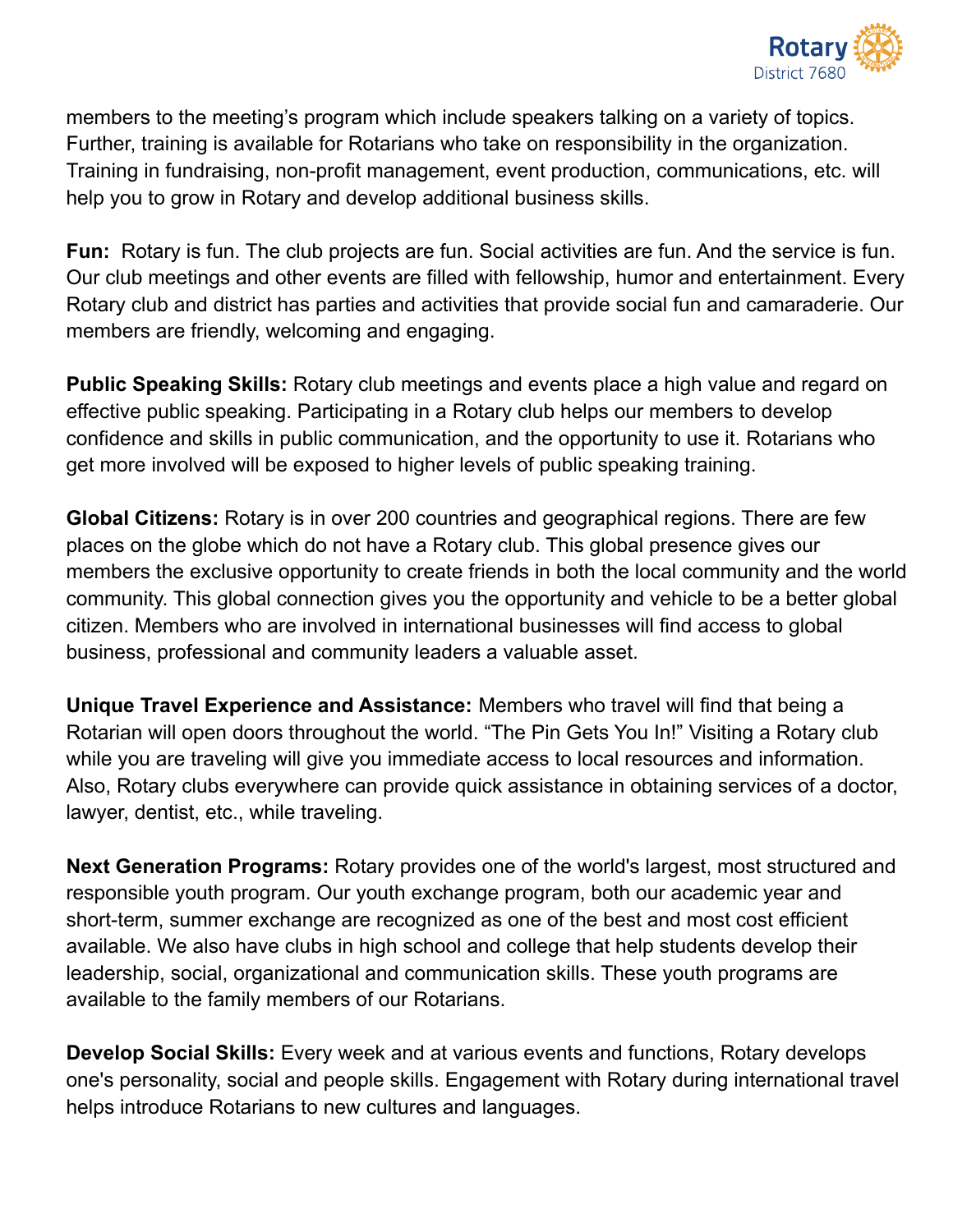members to the meeting's program which include speakers talking on a variety of topics. Further, training is available for Rotarians who take on responsibility in the organization. Training in fundraising, non-profit management, event production, communications, etc. will help you to grow in Rotary and develop additional business skills.

**Fun:** Rotary is fun. The club projects are fun. Social activities are fun. And the service is fun. Our club meetings and other events are filled with fellowship, humor and entertainment. Every Rotary club and district has parties and activities that provide social fun and camaraderie. Our members are friendly, welcoming and engaging.

**Public Speaking Skills:** Rotary club meetings and events place a high value and regard on effective public speaking. Participating in a Rotary club helps our members to develop confidence and skills in public communication, and the opportunity to use it. Rotarians who get more involved will be exposed to higher levels of public speaking training.

**Global Citizens:** Rotary is in over 200 countries and geographical regions. There are few places on the globe which do not have a Rotary club. This global presence gives our members the exclusive opportunity to create friends in both the local community and the world community. This global connection gives you the opportunity and vehicle to be a better global citizen. Members who are involved in international businesses will find access to global business, professional and community leaders a valuable asset.

**Unique Travel Experience and Assistance:** Members who travel will find that being a Rotarian will open doors throughout the world. "The Pin Gets You In!" Visiting a Rotary club while you are traveling will give you immediate access to local resources and information. Also, Rotary clubs everywhere can provide quick assistance in obtaining services of a doctor, lawyer, dentist, etc., while traveling.

**Next Generation Programs:** Rotary provides one of the world's largest, most structured and responsible youth program. Our youth exchange program, both our academic year and short-term, summer exchange are recognized as one of the best and most cost efficient available. We also have clubs in high school and college that help students develop their leadership, social, organizational and communication skills. These youth programs are available to the family members of our Rotarians.

**Develop Social Skills:** Every week and at various events and functions, Rotary develops one's personality, social and people skills. Engagement with Rotary during international travel helps introduce Rotarians to new cultures and languages.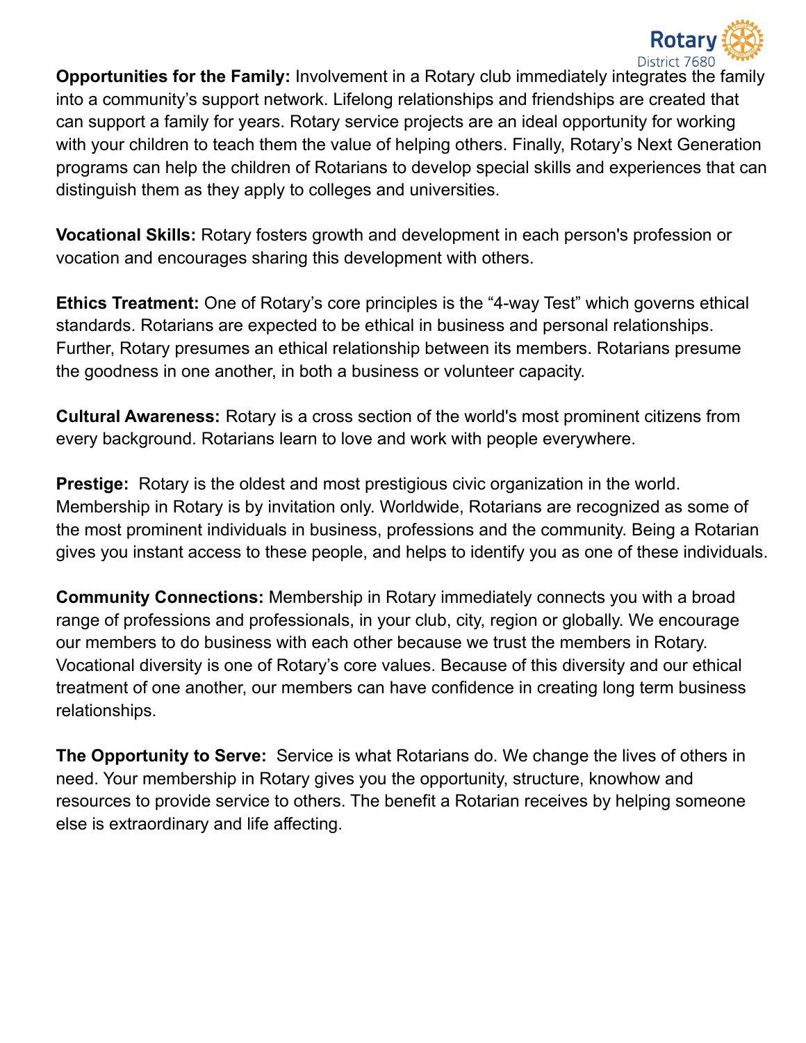**Opportunities for the Family:** Involvement in a Rotary club immediately integrates the family into a community's support network. Lifelong relationships and friendships are created that can support a family for years. Rotary service projects are an ideal opportunity for working with your children to teach them the value of helping others. Finally, Rotary's Next Generation programs can help the children of Rotarians to develop special skills and experiences that can distinguish them as they apply to colleges and universities.

**Vocational Skills:** Rotary fosters growth and development in each person's profession or vocation and encourages sharing this development with others.

**Ethics Treatment:** One of Rotary's core principles is the "4-way Test" which governs ethical standards. Rotarians are expected to be ethical in business and personal relationships. Further, Rotary presumes an ethical relationship between its members. Rotarians presume the goodness in one another, in both a business or volunteer capacity.

**Cultural Awareness:** Rotary is a cross section of the world's most prominent citizens from every background. Rotarians learn to love and work with people everywhere.

**Prestige:** Rotary is the oldest and most prestigious civic organization in the world. Membership in Rotary is by invitation only. Worldwide, Rotarians are recognized as some of the most prominent individuals in business, professions and the community. Being a Rotarian gives you instant access to these people, and helps to identify you as one of these individuals.

**Community Connections:** Membership in Rotary immediately connects you with a broad range of professions and professionals, in your club, city, region or globally. We encourage our members to do business with each other because we trust the members in Rotary. Vocational diversity is one of Rotary's core values. Because of this diversity and our ethical treatment of one another, our members can have confidence in creating long term business relationships.

**The Opportunity to Serve:** Service is what Rotarians do. We change the lives of others in need. Your membership in Rotary gives you the opportunity, structure, knowhow and resources to provide service to others. The benefit a Rotarian receives by helping someone else is extraordinary and life affecting.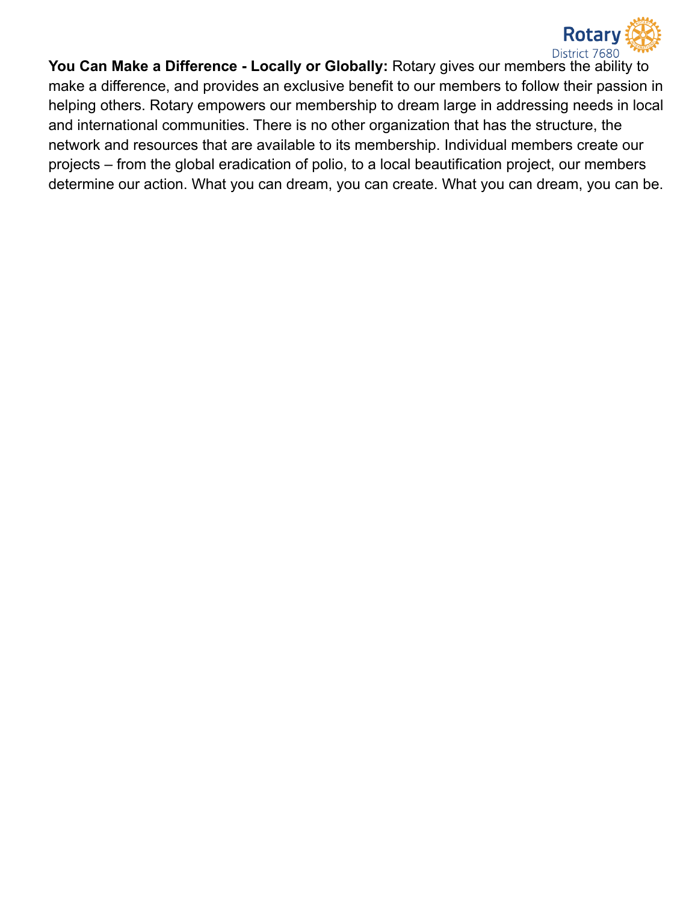**You Can Make a Difference - Locally or Globally:** Rotary gives our members the ability to make a difference, and provides an exclusive benefit to our members to follow their passion in helping others. Rotary empowers our membership to dream large in addressing needs in local and international communities. There is no other organization that has the structure, the network and resources that are available to its membership. Individual members create our projects – from the global eradication of polio, to a local beautification project, our members determine our action. What you can dream, you can create. What you can dream, you can be.